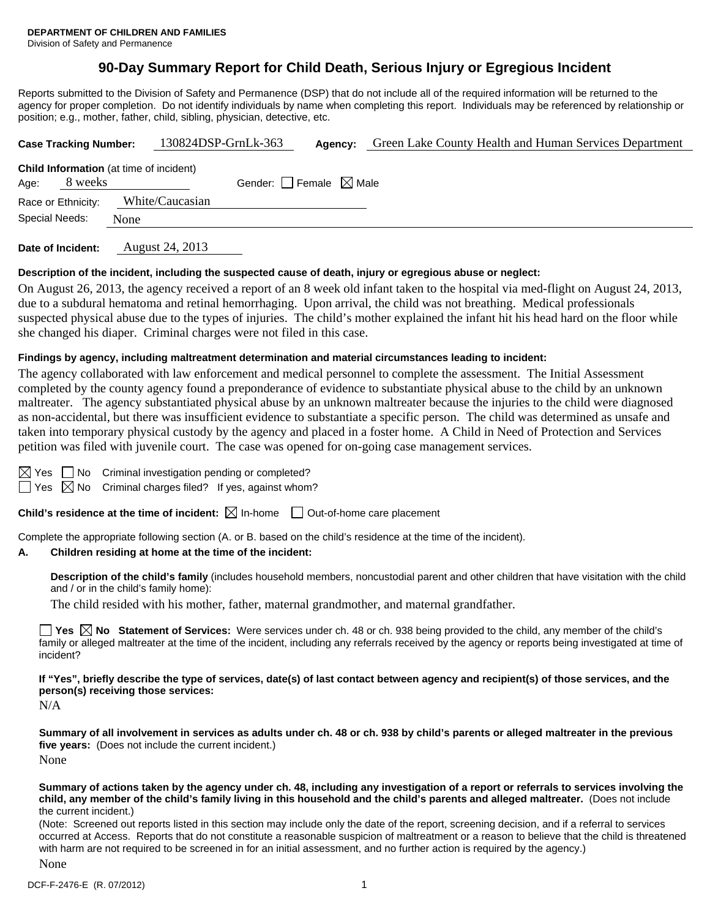**DEPARTMENT OF CHILDREN AND FAMILIES**
Division of Safety and Permanence

# 90-Day Summary Report for Child Death, Serious Injury or Egregious Incident

Reports submitted to the Division of Safety and Permanence (DSP) that do not include all of the required information will be returned to the agency for proper completion. Do not identify individuals by name when completing this report. Individuals may be referenced by relationship or position; e.g., mother, father, child, sibling, physician, detective, etc.

**Case Tracking Number:** 130824DSP-GrnLk-363 **Agency:** Green Lake County Health and Human Services Department

**Child Information** (at time of incident)

Age: 8 weeks Gender: ☐ Female ☒ Male

Race or Ethnicity: White/Caucasian

Special Needs: None

**Date of Incident:** August 24, 2013

**Description of the incident, including the suspected cause of death, injury or egregious abuse or neglect:**

On August 26, 2013, the agency received a report of an 8 week old infant taken to the hospital via med-flight on August 24, 2013, due to a subdural hematoma and retinal hemorrhaging. Upon arrival, the child was not breathing. Medical professionals suspected physical abuse due to the types of injuries. The child's mother explained the infant hit his head hard on the floor while she changed his diaper. Criminal charges were not filed in this case.

**Findings by agency, including maltreatment determination and material circumstances leading to incident:**

The agency collaborated with law enforcement and medical personnel to complete the assessment. The Initial Assessment completed by the county agency found a preponderance of evidence to substantiate physical abuse to the child by an unknown maltreater. The agency substantiated physical abuse by an unknown maltreater because the injuries to the child were diagnosed as non-accidental, but there was insufficient evidence to substantiate a specific person. The child was determined as unsafe and taken into temporary physical custody by the agency and placed in a foster home. A Child in Need of Protection and Services petition was filed with juvenile court. The case was opened for on-going case management services.

☒ Yes ☐ No Criminal investigation pending or completed?

☐ Yes ☒ No Criminal charges filed? If yes, against whom?

**Child's residence at the time of incident:** ☒ In-home ☐ Out-of-home care placement

Complete the appropriate following section (A. or B. based on the child's residence at the time of the incident).

**A. Children residing at home at the time of the incident:**

**Description of the child's family** (includes household members, noncustodial parent and other children that have visitation with the child and / or in the child's family home):

The child resided with his mother, father, maternal grandmother, and maternal grandfather.

☐ **Yes** ☒ **No Statement of Services:** Were services under ch. 48 or ch. 938 being provided to the child, any member of the child's family or alleged maltreater at the time of the incident, including any referrals received by the agency or reports being investigated at time of incident?

**If "Yes", briefly describe the type of services, date(s) of last contact between agency and recipient(s) of those services, and the person(s) receiving those services:**

N/A

**Summary of all involvement in services as adults under ch. 48 or ch. 938 by child's parents or alleged maltreater in the previous five years:** (Does not include the current incident.)

None

**Summary of actions taken by the agency under ch. 48, including any investigation of a report or referrals to services involving the child, any member of the child's family living in this household and the child's parents and alleged maltreater.** (Does not include the current incident.)

(Note: Screened out reports listed in this section may include only the date of the report, screening decision, and if a referral to services occurred at Access. Reports that do not constitute a reasonable suspicion of maltreatment or a reason to believe that the child is threatened with harm are not required to be screened in for an initial assessment, and no further action is required by the agency.)

None

DCF-F-2476-E (R. 07/2012)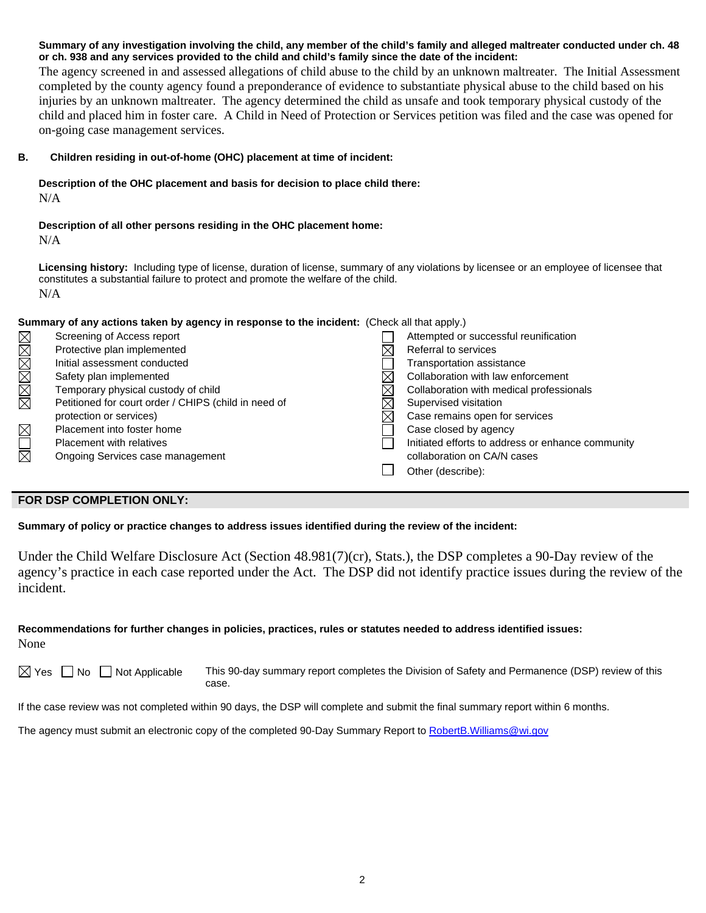**Summary of any investigation involving the child, any member of the child's family and alleged maltreater conducted under ch. 48 or ch. 938 and any services provided to the child and child's family since the date of the incident:**

The agency screened in and assessed allegations of child abuse to the child by an unknown maltreater. The Initial Assessment completed by the county agency found a preponderance of evidence to substantiate physical abuse to the child based on his injuries by an unknown maltreater. The agency determined the child as unsafe and took temporary physical custody of the child and placed him in foster care. A Child in Need of Protection or Services petition was filed and the case was opened for on-going case management services.

**B. Children residing in out-of-home (OHC) placement at time of incident:**

**Description of the OHC placement and basis for decision to place child there:**
N/A

**Description of all other persons residing in the OHC placement home:**
N/A

**Licensing history:** Including type of license, duration of license, summary of any violations by licensee or an employee of licensee that constitutes a substantial failure to protect and promote the welfare of the child.
N/A

**Summary of any actions taken by agency in response to the incident:** (Check all that apply.)

- ☒ Screening of Access report
- ☒ Protective plan implemented
- ☒ Initial assessment conducted
- ☒ Safety plan implemented
- ☒ Temporary physical custody of child
- ☒ Petitioned for court order / CHIPS (child in need of protection or services)
- ☒ Placement into foster home
- ☐ Placement with relatives
- ☒ Ongoing Services case management
- ☐ Attempted or successful reunification
- ☒ Referral to services
- ☐ Transportation assistance
- ☒ Collaboration with law enforcement
- ☒ Collaboration with medical professionals
- ☒ Supervised visitation
- ☒ Case remains open for services
- ☐ Case closed by agency
- ☐ Initiated efforts to address or enhance community collaboration on CA/N cases
- ☐ Other (describe):

**FOR DSP COMPLETION ONLY:**

**Summary of policy or practice changes to address issues identified during the review of the incident:**

Under the Child Welfare Disclosure Act (Section 48.981(7)(cr), Stats.), the DSP completes a 90-Day review of the agency's practice in each case reported under the Act. The DSP did not identify practice issues during the review of the incident.

**Recommendations for further changes in policies, practices, rules or statutes needed to address identified issues:**
None

☒ Yes ☐ No ☐ Not Applicable — This 90-day summary report completes the Division of Safety and Permanence (DSP) review of this case.

If the case review was not completed within 90 days, the DSP will complete and submit the final summary report within 6 months.

The agency must submit an electronic copy of the completed 90-Day Summary Report to RobertB.Williams@wi.gov